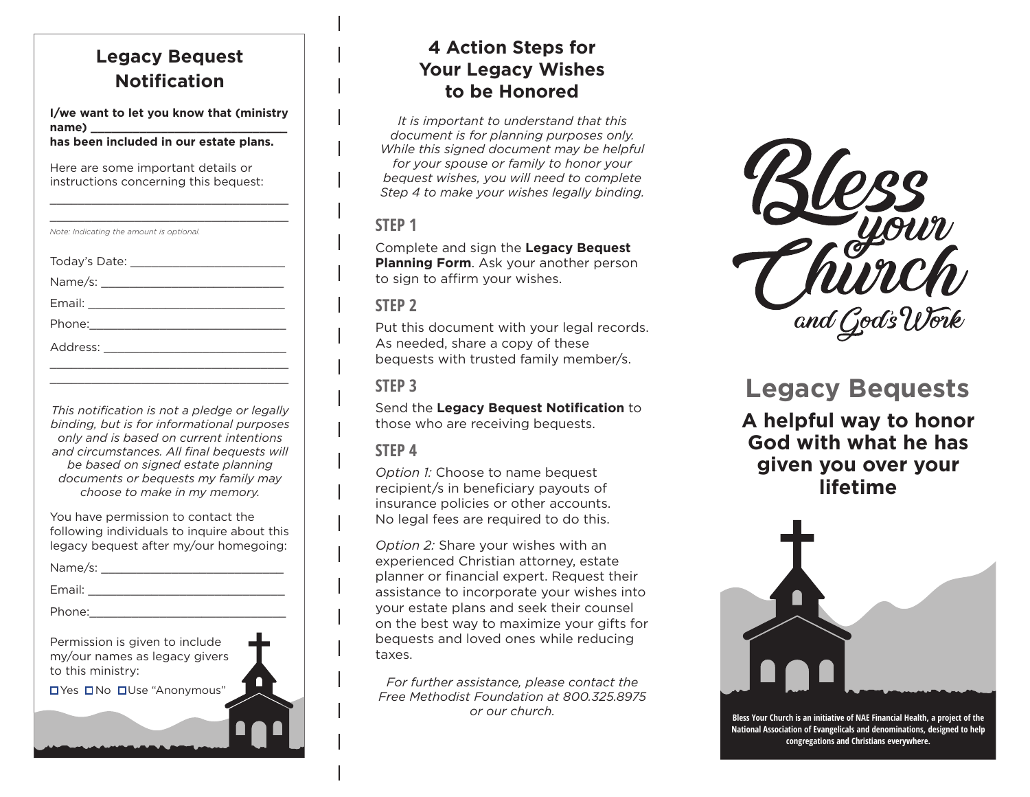## Legacy Bequest Notification

**I/we want to let you know that (ministry name) ______________________________ has been included in our estate plans.**

Here are some important details or instructions concerning this bequest:

____________________________________

____________________________________

*Note: Indicating the amount is optional.*

Today's Date: ______________________

Name/s: ___________________________

Email: _____________________________

Phone:_____________________________

Address: ___________________________

____________________________________

____________________________________

*This notification is not a pledge or legally binding, but is for informational purposes only and is based on current intentions and circumstances. All final bequests will be based on signed estate planning documents or bequests my family may choose to make in my memory.*

You have permission to contact the following individuals to inquire about this legacy bequest after my/our homegoing:

Name/s: ___________________________

Email: _____________________________

Phone:_____________________________

Permission is given to include my/our names as legacy givers to this ministry:

☐ Yes ☐ No ☐ Use "Anonymous"

## 4 Action Steps for Your Legacy Wishes to be Honored

*It is important to understand that this document is for planning purposes only. While this signed document may be helpful for your spouse or family to honor your bequest wishes, you will need to complete Step 4 to make your wishes legally binding.*

### STEP 1

Complete and sign the **Legacy Bequest Planning Form**. Ask your another person to sign to affirm your wishes.

### STEP 2

Put this document with your legal records. As needed, share a copy of these bequests with trusted family member/s.

### STEP 3

Send the **Legacy Bequest Notification** to those who are receiving bequests.

### STEP 4

*Option 1:* Choose to name bequest recipient/s in beneficiary payouts of insurance policies or other accounts. No legal fees are required to do this.

*Option 2:* Share your wishes with an experienced Christian attorney, estate planner or financial expert. Request their assistance to incorporate your wishes into your estate plans and seek their counsel on the best way to maximize your gifts for bequests and loved ones while reducing taxes.

*For further assistance, please contact the Free Methodist Foundation at 800.325.8975 or our church.*

# Bless your Church and God's Work

## Legacy Bequests

**A helpful way to honor God with what he has given you over your lifetime**

**Bless Your Church is an initiative of NAE Financial Health, a project of the National Association of Evangelicals and denominations, designed to help congregations and Christians everywhere.**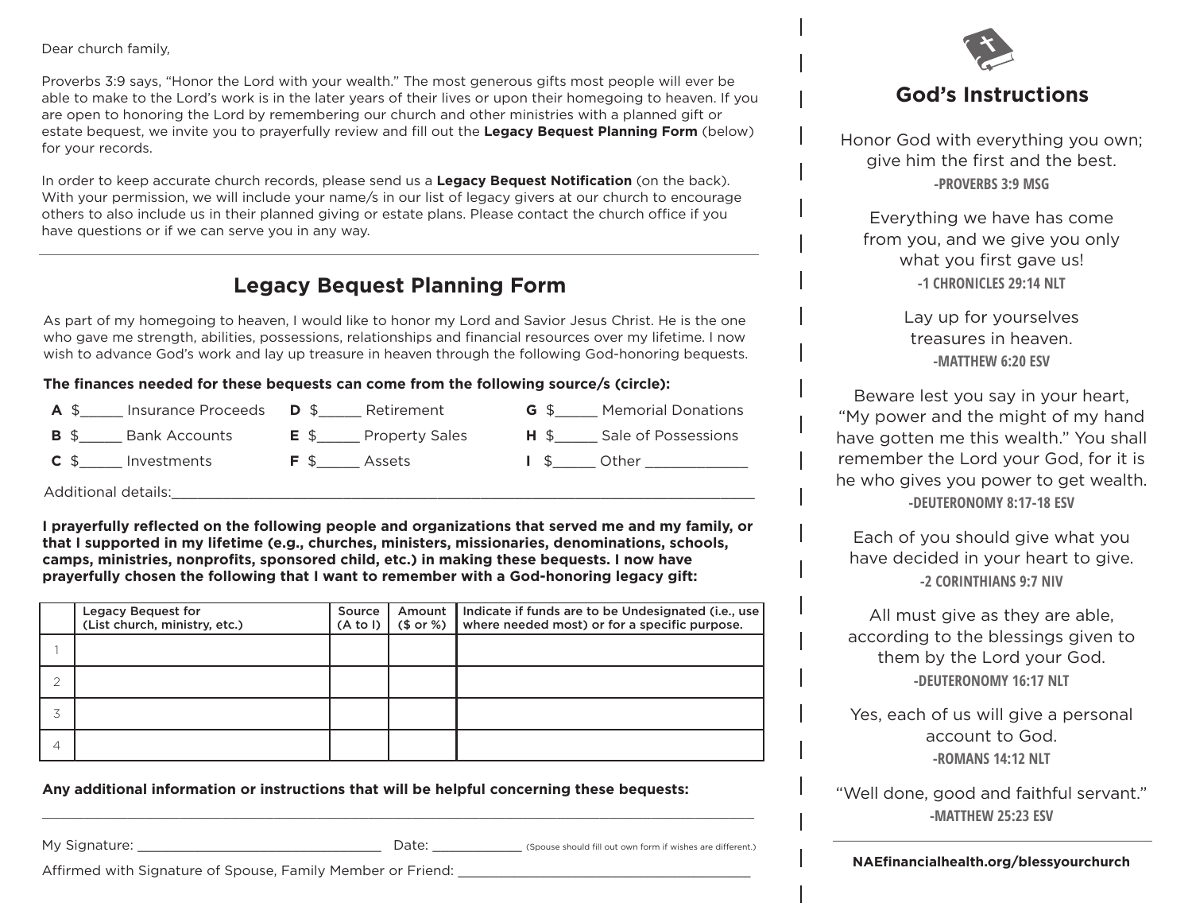Dear church family,

Proverbs 3:9 says, "Honor the Lord with your wealth." The most generous gifts most people will ever be able to make to the Lord's work is in the later years of their lives or upon their homegoing to heaven. If you are open to honoring the Lord by remembering our church and other ministries with a planned gift or estate bequest, we invite you to prayerfully review and fill out the **Legacy Bequest Planning Form** (below) for your records.

In order to keep accurate church records, please send us a **Legacy Bequest Notification** (on the back). With your permission, we will include your name/s in our list of legacy givers at our church to encourage others to also include us in their planned giving or estate plans. Please contact the church office if you have questions or if we can serve you in any way.

---

## Legacy Bequest Planning Form

As part of my homegoing to heaven, I would like to honor my Lord and Savior Jesus Christ. He is the one who gave me strength, abilities, possessions, relationships and financial resources over my lifetime. I now wish to advance God's work and lay up treasure in heaven through the following God-honoring bequests.

**The finances needed for these bequests can come from the following source/s (circle):**

**A** $_____ Insurance Proceeds    **D** $_____ Retirement    **G** $_____ Memorial Donations

**B** $_____ Bank Accounts    **E** $_____ Property Sales    **H** $_____ Sale of Possessions

**C** $_____ Investments    **F** $_____ Assets    **I** $_____ Other _____________

Additional details:_______________________________________________________________

**I prayerfully reflected on the following people and organizations that served me and my family, or that I supported in my lifetime (e.g., churches, ministers, missionaries, denominations, schools, camps, ministries, nonprofits, sponsored child, etc.) in making these bequests. I now have prayerfully chosen the following that I want to remember with a God-honoring legacy gift:**

| | Legacy Bequest for (List church, ministry, etc.) | Source (A to I) | Amount ($ or %) | Indicate if funds are to be Undesignated (i.e., use where needed most) or for a specific purpose. |
|---|---|---|---|---|
| 1 | | | | |
| 2 | | | | |
| 3 | | | | |
| 4 | | | | |

**Any additional information or instructions that will be helpful concerning these bequests:**

_______________________________________________________________

My Signature: ______________________________ Date: ___________ (Spouse should fill out own form if wishes are different.)

Affirmed with Signature of Spouse, Family Member or Friend: ____________________________________

## God's Instructions

Honor God with everything you own; give him the first and the best.
**-PROVERBS 3:9 MSG**

Everything we have has come from you, and we give you only what you first gave us!
**-1 CHRONICLES 29:14 NLT**

Lay up for yourselves treasures in heaven.
**-MATTHEW 6:20 ESV**

Beware lest you say in your heart, "My power and the might of my hand have gotten me this wealth." You shall remember the Lord your God, for it is he who gives you power to get wealth.
**-DEUTERONOMY 8:17-18 ESV**

Each of you should give what you have decided in your heart to give.
**-2 CORINTHIANS 9:7 NIV**

All must give as they are able, according to the blessings given to them by the Lord your God.
**-DEUTERONOMY 16:17 NLT**

Yes, each of us will give a personal account to God.
**-ROMANS 14:12 NLT**

"Well done, good and faithful servant."
**-MATTHEW 25:23 ESV**

---

**NAEfinancialhealth.org/blessyourchurch**